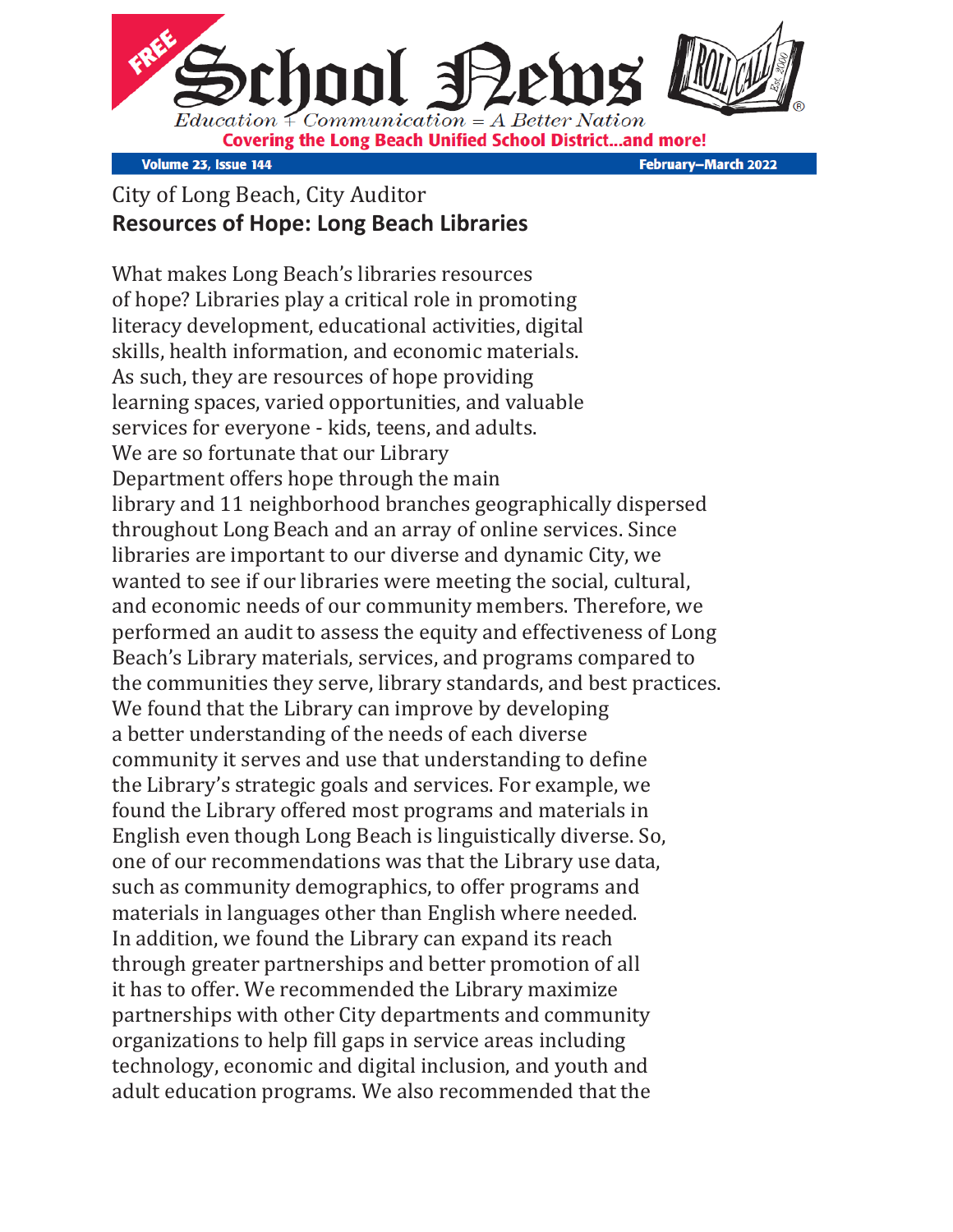# School News

*Education + Communication = A Better Nation*

**Covering the Long Beach Unified School District...and more!**

City of Long Beach, City Auditor

## Resources of Hope: Long Beach Libraries

What makes Long Beach's libraries resources of hope? Libraries play a critical role in promoting literacy development, educational activities, digital skills, health information, and economic materials. As such, they are resources of hope providing learning spaces, varied opportunities, and valuable services for everyone - kids, teens, and adults. We are so fortunate that our Library Department offers hope through the main library and 11 neighborhood branches geographically dispersed throughout Long Beach and an array of online services. Since libraries are important to our diverse and dynamic City, we wanted to see if our libraries were meeting the social, cultural, and economic needs of our community members. Therefore, we performed an audit to assess the equity and effectiveness of Long Beach's Library materials, services, and programs compared to the communities they serve, library standards, and best practices. We found that the Library can improve by developing a better understanding of the needs of each diverse community it serves and use that understanding to define the Library's strategic goals and services. For example, we found the Library offered most programs and materials in English even though Long Beach is linguistically diverse. So, one of our recommendations was that the Library use data, such as community demographics, to offer programs and materials in languages other than English where needed. In addition, we found the Library can expand its reach through greater partnerships and better promotion of all it has to offer. We recommended the Library maximize partnerships with other City departments and community organizations to help fill gaps in service areas including technology, economic and digital inclusion, and youth and adult education programs. We also recommended that the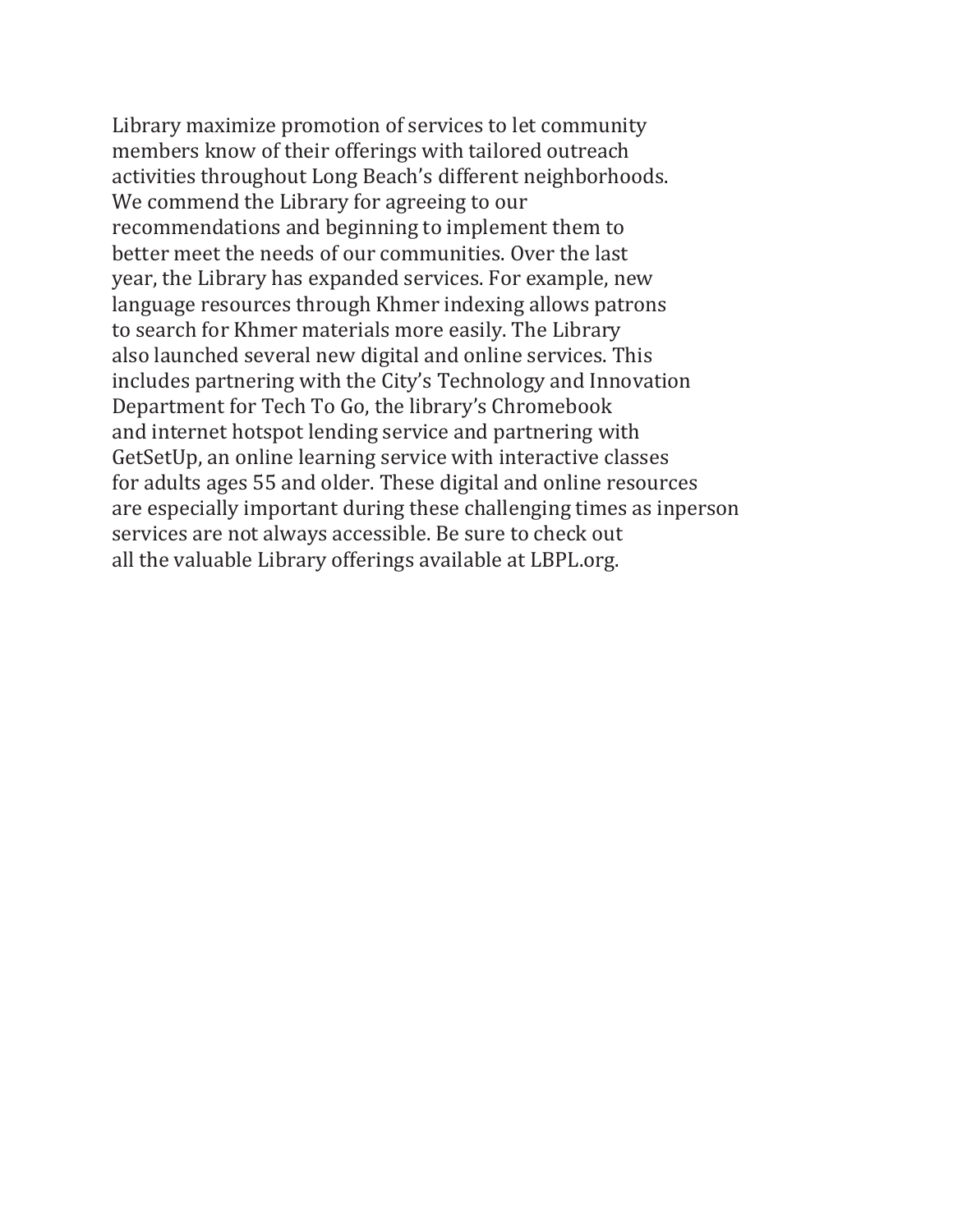Library maximize promotion of services to let community members know of their offerings with tailored outreach activities throughout Long Beach's different neighborhoods. We commend the Library for agreeing to our recommendations and beginning to implement them to better meet the needs of our communities. Over the last year, the Library has expanded services. For example, new language resources through Khmer indexing allows patrons to search for Khmer materials more easily. The Library also launched several new digital and online services. This includes partnering with the City's Technology and Innovation Department for Tech To Go, the library's Chromebook and internet hotspot lending service and partnering with GetSetUp, an online learning service with interactive classes for adults ages 55 and older. These digital and online resources are especially important during these challenging times as inperson services are not always accessible. Be sure to check out all the valuable Library offerings available at LBPL.org.